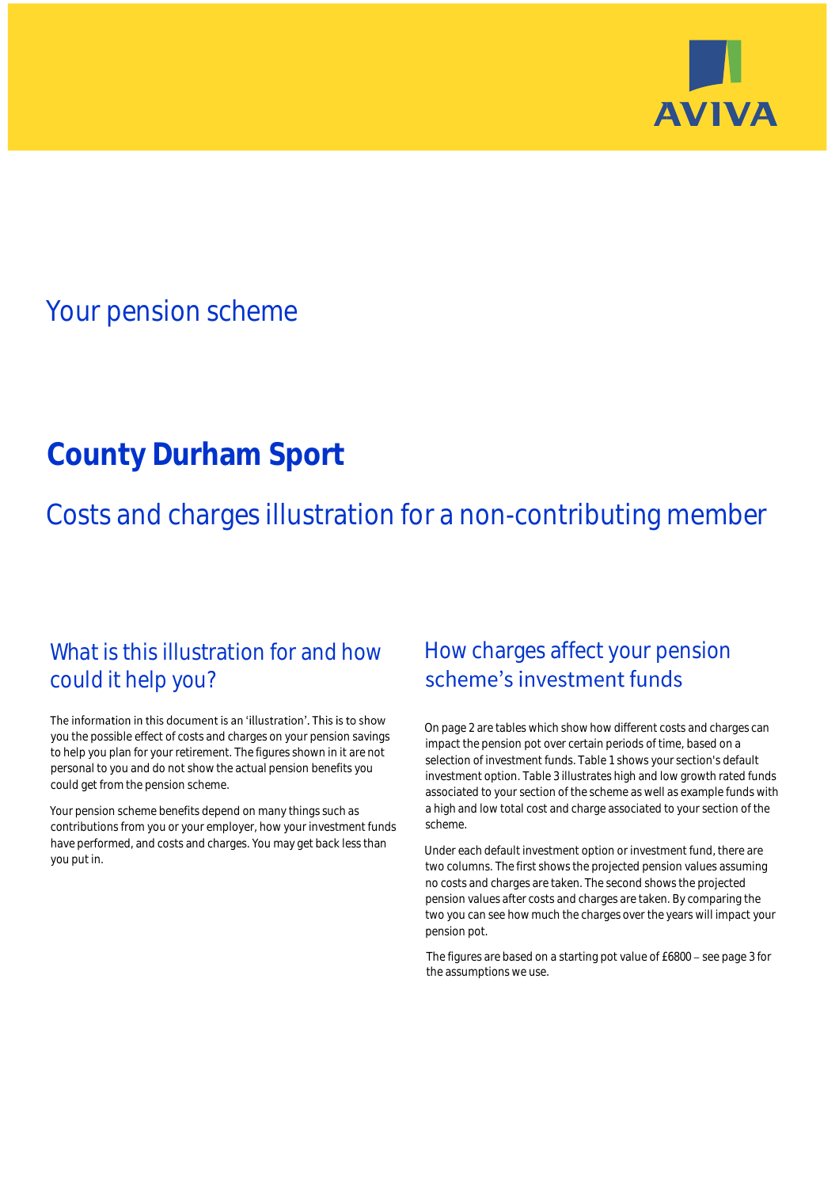AVIVA

# Your pension scheme

# County Durham Sport

## Costs and charges illustration for a non-contributing member

## What is this illustration for and how could it help you?

The information in this document is an 'illustration'. This is to show you the possible effect of costs and charges on your pension savings to help you plan for your retirement. The figures shown in it are not personal to you and do not show the actual pension benefits you could get from the pension scheme.

Your pension scheme benefits depend on many things such as contributions from you or your employer, how your investment funds have performed, and costs and charges. You may get back less than you put in.

## How charges affect your pension scheme's investment funds

On page 2 are tables which show how different costs and charges can impact the pension pot over certain periods of time, based on a selection of investment funds. Table 1 shows your section's default investment option. Table 3 illustrates high and low growth rated funds associated to your section of the scheme as well as example funds with a high and low total cost and charge associated to your section of the scheme.

Under each default investment option or investment fund, there are two columns. The first shows the projected pension values assuming no costs and charges are taken. The second shows the projected pension values after costs and charges are taken. By comparing the two you can see how much the charges over the years will impact your pension pot.

The figures are based on a starting pot value of £6800 – see page 3 for the assumptions we use.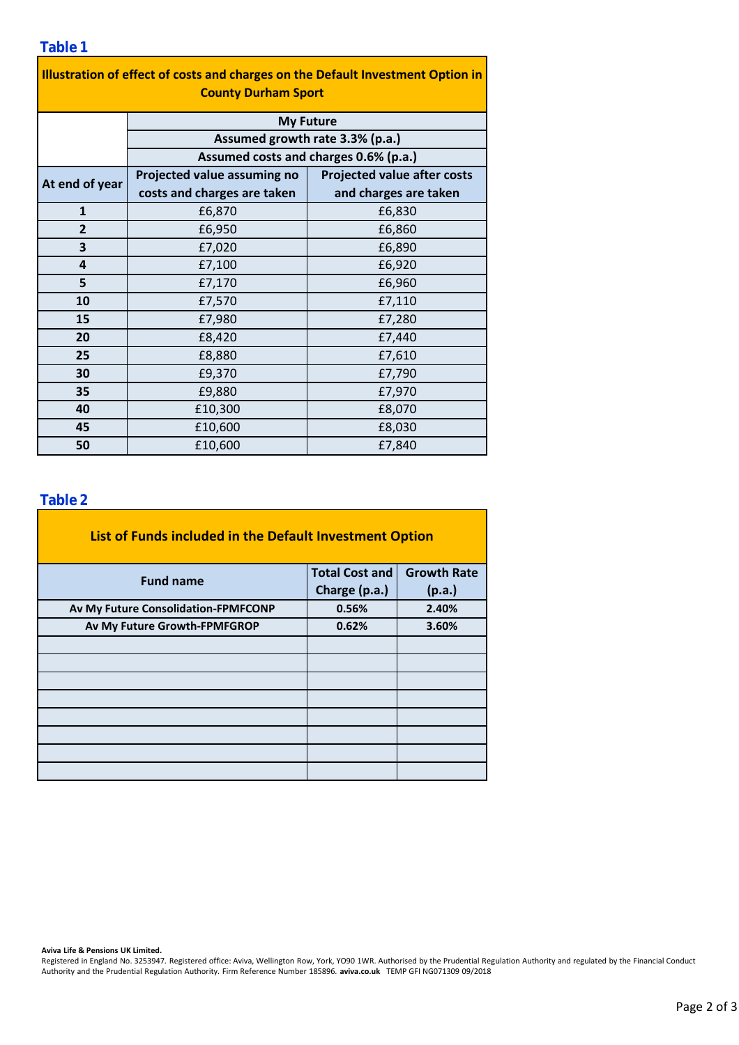## Table 1

| Illustration of effect of costs and charges on the Default Investment Option in County Durham Sport | | |
|---|---|---|
| | My Future | |
| | Assumed growth rate 3.3% (p.a.) | |
| | Assumed costs and charges 0.6% (p.a.) | |
| **At end of year** | **Projected value assuming no costs and charges are taken** | **Projected value after costs and charges are taken** |
| **1** | £6,870 | £6,830 |
| **2** | £6,950 | £6,860 |
| **3** | £7,020 | £6,890 |
| **4** | £7,100 | £6,920 |
| **5** | £7,170 | £6,960 |
| **10** | £7,570 | £7,110 |
| **15** | £7,980 | £7,280 |
| **20** | £8,420 | £7,440 |
| **25** | £8,880 | £7,610 |
| **30** | £9,370 | £7,790 |
| **35** | £9,880 | £7,970 |
| **40** | £10,300 | £8,070 |
| **45** | £10,600 | £8,030 |
| **50** | £10,600 | £7,840 |

## Table 2

**List of Funds included in the Default Investment Option**

| Fund name | Total Cost and Charge (p.a.) | Growth Rate (p.a.) |
|---|---|---|
| **Av My Future Consolidation-FPMFCONP** | **0.56%** | **2.40%** |
| **Av My Future Growth-FPMFGROP** | **0.62%** | **3.60%** |
| | | |
| | | |
| | | |
| | | |
| | | |
| | | |
| | | |
| | | |

**Aviva Life & Pensions UK Limited.**
Registered in England No. 3253947. Registered office: Aviva, Wellington Row, York, YO90 1WR. Authorised by the Prudential Regulation Authority and regulated by the Financial Conduct Authority and the Prudential Regulation Authority. Firm Reference Number 185896. **aviva.co.uk** TEMP GFI NG071309 09/2018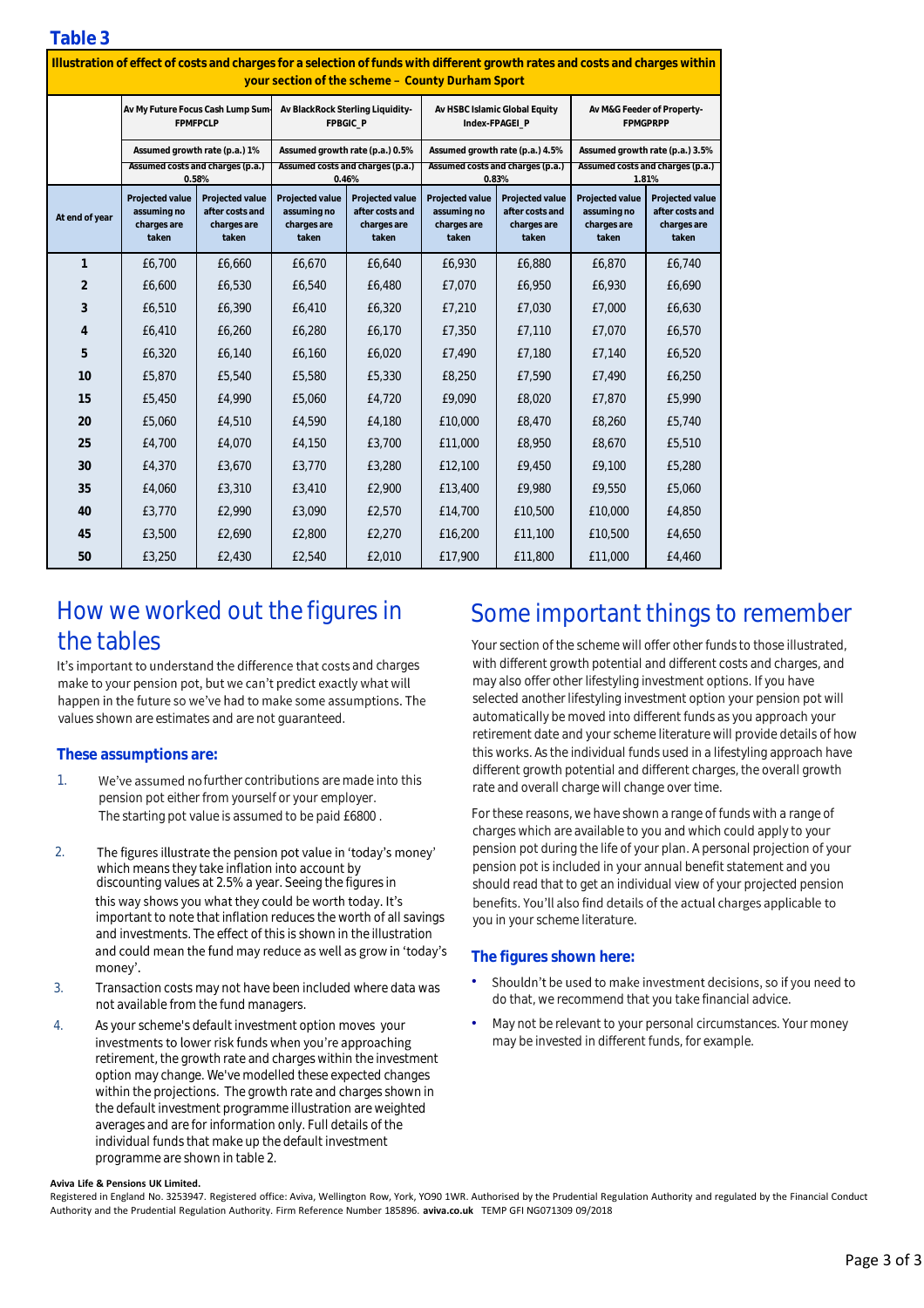## Table 3

| Illustration of effect of costs and charges for a selection of funds with different growth rates and costs and charges within your section of the scheme – County Durham Sport | | | | | | | | |
|---|---|---|---|---|---|---|---|---|
| | Av My Future Focus Cash Lump Sum-FPMFPCLP | | Av BlackRock Sterling Liquidity-FPBGIC_P | | Av HSBC Islamic Global Equity Index-FPAGEI_P | | Av M&G Feeder of Property-FPMGPRPP | |
| | Assumed growth rate (p.a.) 1% | | Assumed growth rate (p.a.) 0.5% | | Assumed growth rate (p.a.) 4.5% | | Assumed growth rate (p.a.) 3.5% | |
| | Assumed costs and charges (p.a.) 0.58% | | Assumed costs and charges (p.a.) 0.46% | | Assumed costs and charges (p.a.) 0.83% | | Assumed costs and charges (p.a.) 1.81% | |
| At end of year | Projected value assuming no charges are taken | Projected value after costs and charges are taken | Projected value assuming no charges are taken | Projected value after costs and charges are taken | Projected value assuming no charges are taken | Projected value after costs and charges are taken | Projected value assuming no charges are taken | Projected value after costs and charges are taken |
| 1 | £6,700 | £6,660 | £6,670 | £6,640 | £6,930 | £6,880 | £6,870 | £6,740 |
| 2 | £6,600 | £6,530 | £6,540 | £6,480 | £7,070 | £6,950 | £6,930 | £6,690 |
| 3 | £6,510 | £6,390 | £6,410 | £6,320 | £7,210 | £7,030 | £7,000 | £6,630 |
| 4 | £6,410 | £6,260 | £6,280 | £6,170 | £7,350 | £7,110 | £7,070 | £6,570 |
| 5 | £6,320 | £6,140 | £6,160 | £6,020 | £7,490 | £7,180 | £7,140 | £6,520 |
| 10 | £5,870 | £5,540 | £5,580 | £5,330 | £8,250 | £7,590 | £7,490 | £6,250 |
| 15 | £5,450 | £4,990 | £5,060 | £4,720 | £9,090 | £8,020 | £7,870 | £5,990 |
| 20 | £5,060 | £4,510 | £4,590 | £4,180 | £10,000 | £8,470 | £8,260 | £5,740 |
| 25 | £4,700 | £4,070 | £4,150 | £3,700 | £11,000 | £8,950 | £8,670 | £5,510 |
| 30 | £4,370 | £3,670 | £3,770 | £3,280 | £12,100 | £9,450 | £9,100 | £5,280 |
| 35 | £4,060 | £3,310 | £3,410 | £2,900 | £13,400 | £9,980 | £9,550 | £5,060 |
| 40 | £3,770 | £2,990 | £3,090 | £2,570 | £14,700 | £10,500 | £10,000 | £4,850 |
| 45 | £3,500 | £2,690 | £2,800 | £2,270 | £16,200 | £11,100 | £10,500 | £4,650 |
| 50 | £3,250 | £2,430 | £2,540 | £2,010 | £17,900 | £11,800 | £11,000 | £4,460 |

# How we worked out the figures in the tables

It's important to understand the difference that costs and charges make to your pension pot, but we can't predict exactly what will happen in the future so we've had to make some assumptions. The values shown are estimates and are not guaranteed.

### These assumptions are:

1. We've assumed no further contributions are made into this pension pot either from yourself or your employer. The starting pot value is assumed to be paid £6800 .
2. The figures illustrate the pension pot value in 'today's money' which means they take inflation into account by discounting values at 2.5% a year. Seeing the figures in this way shows you what they could be worth today. It's important to note that inflation reduces the worth of all savings and investments. The effect of this is shown in the illustration and could mean the fund may reduce as well as grow in 'today's money'.
3. Transaction costs may not have been included where data was not available from the fund managers.
4. As your scheme's default investment option moves your investments to lower risk funds when you're approaching retirement, the growth rate and charges within the investment option may change. We've modelled these expected changes within the projections. The growth rate and charges shown in the default investment programme illustration are weighted averages and are for information only. Full details of the individual funds that make up the default investment programme are shown in table 2.

# Some important things to remember

Your section of the scheme will offer other funds to those illustrated, with different growth potential and different costs and charges, and may also offer other lifestyling investment options. If you have selected another lifestyling investment option your pension pot will automatically be moved into different funds as you approach your retirement date and your scheme literature will provide details of how this works. As the individual funds used in a lifestyling approach have different growth potential and different charges, the overall growth rate and overall charge will change over time.

For these reasons, we have shown a range of funds with a range of charges which are available to you and which could apply to your pension pot during the life of your plan. A personal projection of your pension pot is included in your annual benefit statement and you should read that to get an individual view of your projected pension benefits. You'll also find details of the actual charges applicable to you in your scheme literature.

### The figures shown here:

- Shouldn't be used to make investment decisions, so if you need to do that, we recommend that you take financial advice.
- May not be relevant to your personal circumstances. Your money may be invested in different funds, for example.

**Aviva Life & Pensions UK Limited.**
Registered in England No. 3253947. Registered office: Aviva, Wellington Row, York, YO90 1WR. Authorised by the Prudential Regulation Authority and regulated by the Financial Conduct Authority and the Prudential Regulation Authority. Firm Reference Number 185896. **aviva.co.uk** TEMP GFI NG071309 09/2018